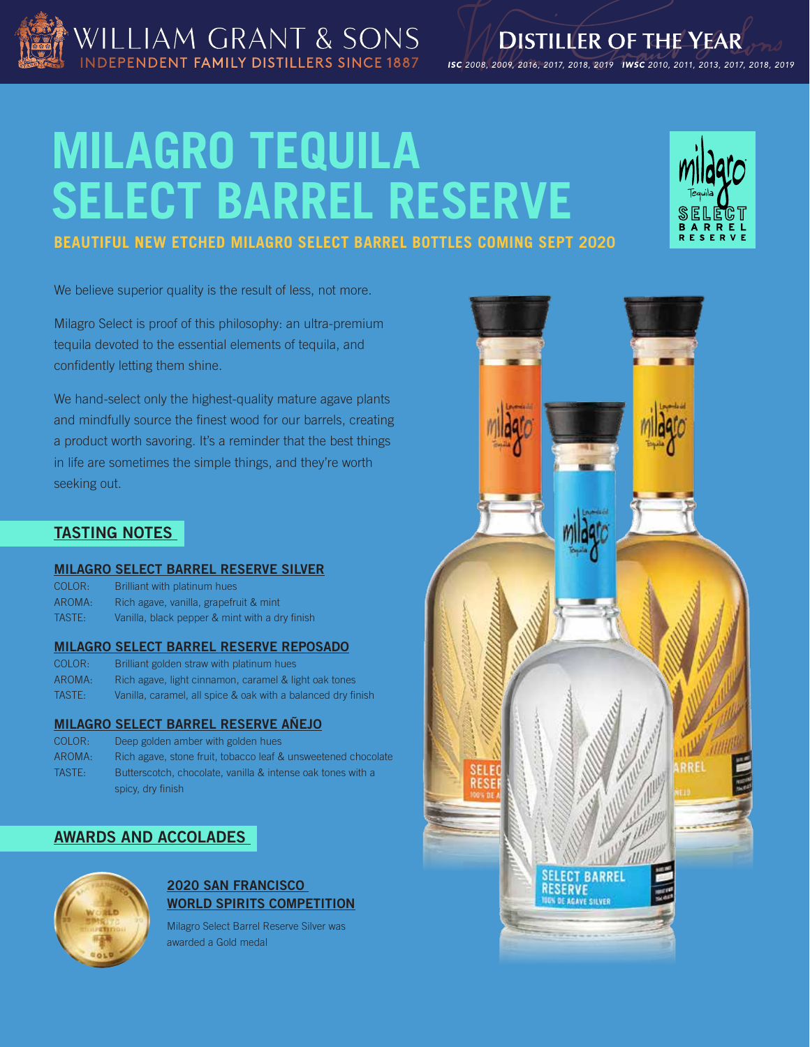WILLIAM GRANT & SONS
INDEPENDENT FAMILY DISTILLERS SINCE 1887

**DISTILLER OF THE YEAR**
*ISC 2008, 2009, 2016, 2017, 2018, 2019 IWSC 2010, 2011, 2013, 2017, 2018, 2019*

# MILAGRO TEQUILA SELECT BARREL RESERVE

**BEAUTIFUL NEW ETCHED MILAGRO SELECT BARREL BOTTLES COMING SEPT 2020**

We believe superior quality is the result of less, not more.

Milagro Select is proof of this philosophy: an ultra-premium tequila devoted to the essential elements of tequila, and confidently letting them shine.

We hand-select only the highest-quality mature agave plants and mindfully source the finest wood for our barrels, creating a product worth savoring. It's a reminder that the best things in life are sometimes the simple things, and they're worth seeking out.

## TASTING NOTES

### MILAGRO SELECT BARREL RESERVE SILVER

| | |
|---|---|
| COLOR: | Brilliant with platinum hues |
| AROMA: | Rich agave, vanilla, grapefruit & mint |
| TASTE: | Vanilla, black pepper & mint with a dry finish |

### MILAGRO SELECT BARREL RESERVE REPOSADO

| | |
|---|---|
| COLOR: | Brilliant golden straw with platinum hues |
| AROMA: | Rich agave, light cinnamon, caramel & light oak tones |
| TASTE: | Vanilla, caramel, all spice & oak with a balanced dry finish |

### MILAGRO SELECT BARREL RESERVE AÑEJO

| | |
|---|---|
| COLOR: | Deep golden amber with golden hues |
| AROMA: | Rich agave, stone fruit, tobacco leaf & unsweetened chocolate |
| TASTE: | Butterscotch, chocolate, vanilla & intense oak tones with a spicy, dry finish |

## AWARDS AND ACCOLADES

### 2020 SAN FRANCISCO WORLD SPIRITS COMPETITION

Milagro Select Barrel Reserve Silver was awarded a Gold medal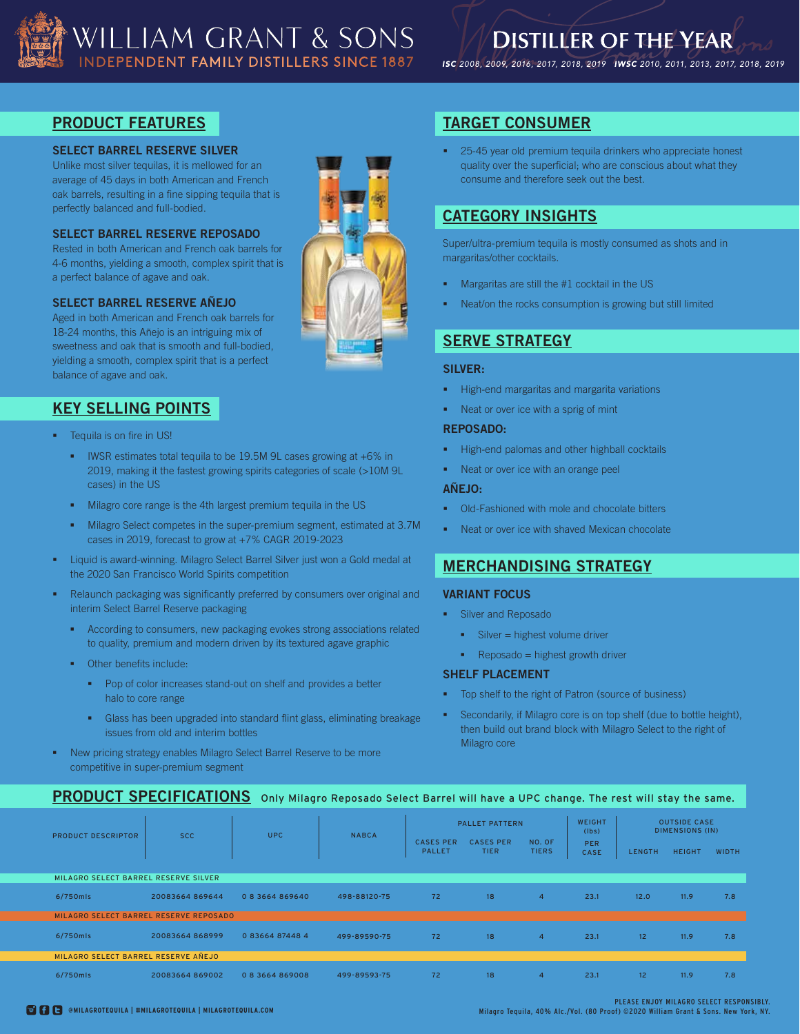# WILLIAM GRANT & SONS

INDEPENDENT FAMILY DISTILLERS SINCE 1887

**DISTILLER OF THE YEAR**

*ISC 2008, 2009, 2016, 2017, 2018, 2019 IWSC 2010, 2011, 2013, 2017, 2018, 2019*

## PRODUCT FEATURES

### SELECT BARREL RESERVE SILVER

Unlike most silver tequilas, it is mellowed for an average of 45 days in both American and French oak barrels, resulting in a fine sipping tequila that is perfectly balanced and full-bodied.

### SELECT BARREL RESERVE REPOSADO

Rested in both American and French oak barrels for 4-6 months, yielding a smooth, complex spirit that is a perfect balance of agave and oak.

### SELECT BARREL RESERVE AÑEJO

Aged in both American and French oak barrels for 18-24 months, this Añejo is an intriguing mix of sweetness and oak that is smooth and full-bodied, yielding a smooth, complex spirit that is a perfect balance of agave and oak.

## KEY SELLING POINTS

- Tequila is on fire in US!
  - IWSR estimates total tequila to be 19.5M 9L cases growing at +6% in 2019, making it the fastest growing spirits categories of scale (>10M 9L cases) in the US
  - Milagro core range is the 4th largest premium tequila in the US
  - Milagro Select competes in the super-premium segment, estimated at 3.7M cases in 2019, forecast to grow at +7% CAGR 2019-2023
- Liquid is award-winning. Milagro Select Barrel Silver just won a Gold medal at the 2020 San Francisco World Spirits competition
- Relaunch packaging was significantly preferred by consumers over original and interim Select Barrel Reserve packaging
  - According to consumers, new packaging evokes strong associations related to quality, premium and modern driven by its textured agave graphic
  - Other benefits include:
    - Pop of color increases stand-out on shelf and provides a better halo to core range
    - Glass has been upgraded into standard flint glass, eliminating breakage issues from old and interim bottles
- New pricing strategy enables Milagro Select Barrel Reserve to be more competitive in super-premium segment

## TARGET CONSUMER

- 25-45 year old premium tequila drinkers who appreciate honest quality over the superficial; who are conscious about what they consume and therefore seek out the best.

## CATEGORY INSIGHTS

Super/ultra-premium tequila is mostly consumed as shots and in margaritas/other cocktails.

- Margaritas are still the #1 cocktail in the US
- Neat/on the rocks consumption is growing but still limited

## SERVE STRATEGY

### SILVER:

- High-end margaritas and margarita variations
- Neat or over ice with a sprig of mint

### REPOSADO:

- High-end palomas and other highball cocktails
- Neat or over ice with an orange peel

### AÑEJO:

- Old-Fashioned with mole and chocolate bitters
- Neat or over ice with shaved Mexican chocolate

## MERCHANDISING STRATEGY

### VARIANT FOCUS

- Silver and Reposado
  - Silver = highest volume driver
  - Reposado = highest growth driver

### SHELF PLACEMENT

- Top shelf to the right of Patron (source of business)
- Secondarily, if Milagro core is on top shelf (due to bottle height), then build out brand block with Milagro Select to the right of Milagro core

## PRODUCT SPECIFICATIONS

**Only Milagro Reposado Select Barrel will have a UPC change. The rest will stay the same.**

| PRODUCT DESCRIPTOR | SCC | UPC | NABCA | PALLET PATTERN | | | WEIGHT (lbs) | OUTSIDE CASE DIMENSIONS (IN) | | |
|---|---|---|---|---|---|---|---|---|---|---|
| | | | | CASES PER PALLET | CASES PER TIER | NO. OF TIERS | PER CASE | LENGTH | HEIGHT | WIDTH |
| MILAGRO SELECT BARREL RESERVE SILVER | | | | | | | | | | |
| 6/750mls | 20083664 869644 | 0 8 3664 869640 | 498-88120-75 | 72 | 18 | 4 | 23.1 | 12.0 | 11.9 | 7.8 |
| MILAGRO SELECT BARREL RESERVE REPOSADO | | | | | | | | | | |
| 6/750mls | 20083664 868999 | 0 83664 87448 4 | 499-89590-75 | 72 | 18 | 4 | 23.1 | 12 | 11.9 | 7.8 |
| MILAGRO SELECT BARREL RESERVE AÑEJO | | | | | | | | | | |
| 6/750mls | 20083664 869002 | 0 8 3664 869008 | 499-89593-75 | 72 | 18 | 4 | 23.1 | 12 | 11.9 | 7.8 |

@MILAGROTEQUILA | #MILAGROTEQUILA | MILAGROTEQUILA.COM

PLEASE ENJOY MILAGRO SELECT RESPONSIBLY.
Milagro Tequila, 40% Alc./Vol. (80 Proof) ©2020 William Grant & Sons. New York, NY.